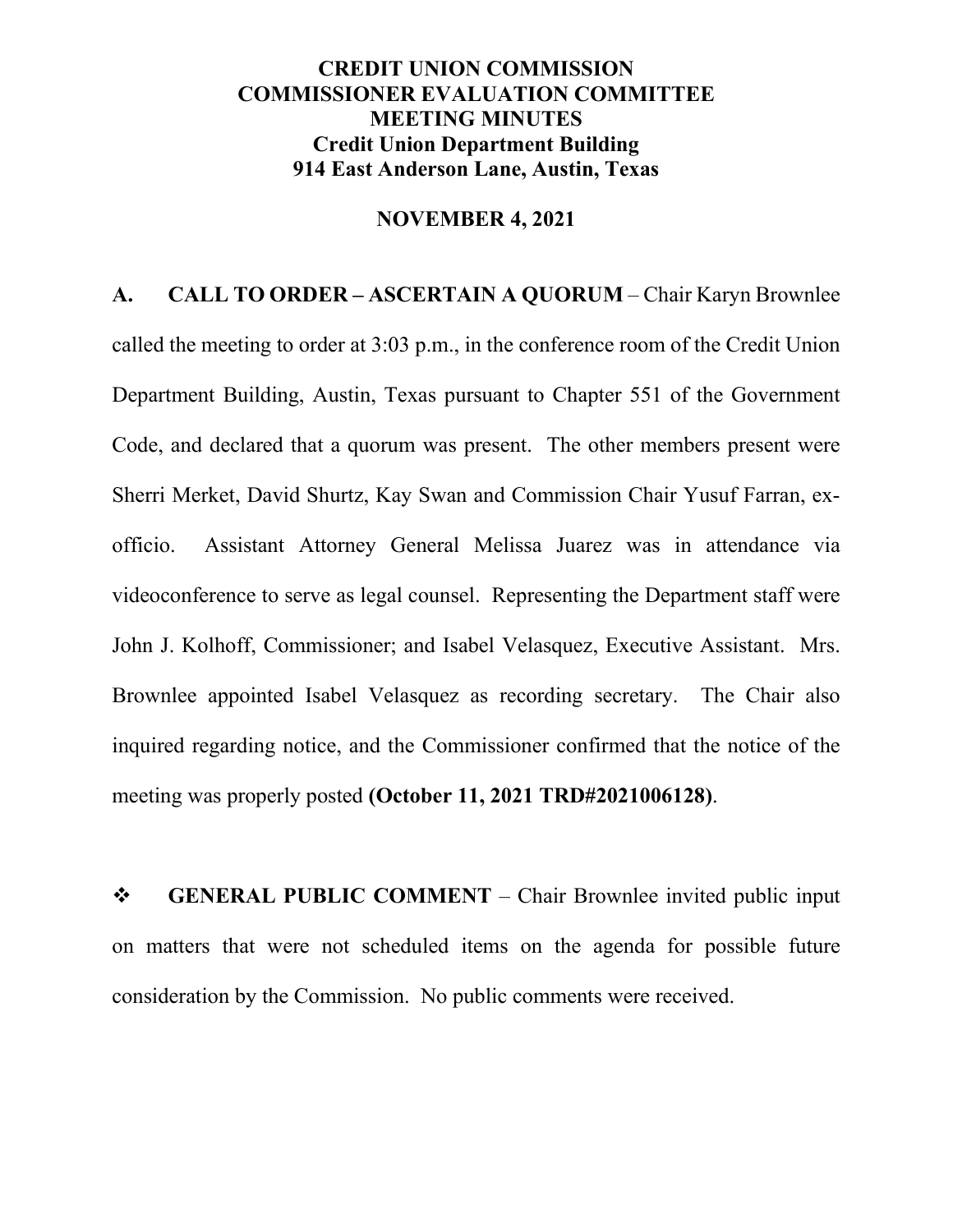# CREDIT UNION COMMISSION
# COMMISSIONER EVALUATION COMMITTEE
# MEETING MINUTES
## Credit Union Department Building
## 914 East Anderson Lane, Austin, Texas

**NOVEMBER 4, 2021**

**A. CALL TO ORDER – ASCERTAIN A QUORUM** – Chair Karyn Brownlee called the meeting to order at 3:03 p.m., in the conference room of the Credit Union Department Building, Austin, Texas pursuant to Chapter 551 of the Government Code, and declared that a quorum was present. The other members present were Sherri Merket, David Shurtz, Kay Swan and Commission Chair Yusuf Farran, ex-officio. Assistant Attorney General Melissa Juarez was in attendance via videoconference to serve as legal counsel. Representing the Department staff were John J. Kolhoff, Commissioner; and Isabel Velasquez, Executive Assistant. Mrs. Brownlee appointed Isabel Velasquez as recording secretary. The Chair also inquired regarding notice, and the Commissioner confirmed that the notice of the meeting was properly posted **(October 11, 2021 TRD#2021006128)**.

❖ **GENERAL PUBLIC COMMENT** – Chair Brownlee invited public input on matters that were not scheduled items on the agenda for possible future consideration by the Commission. No public comments were received.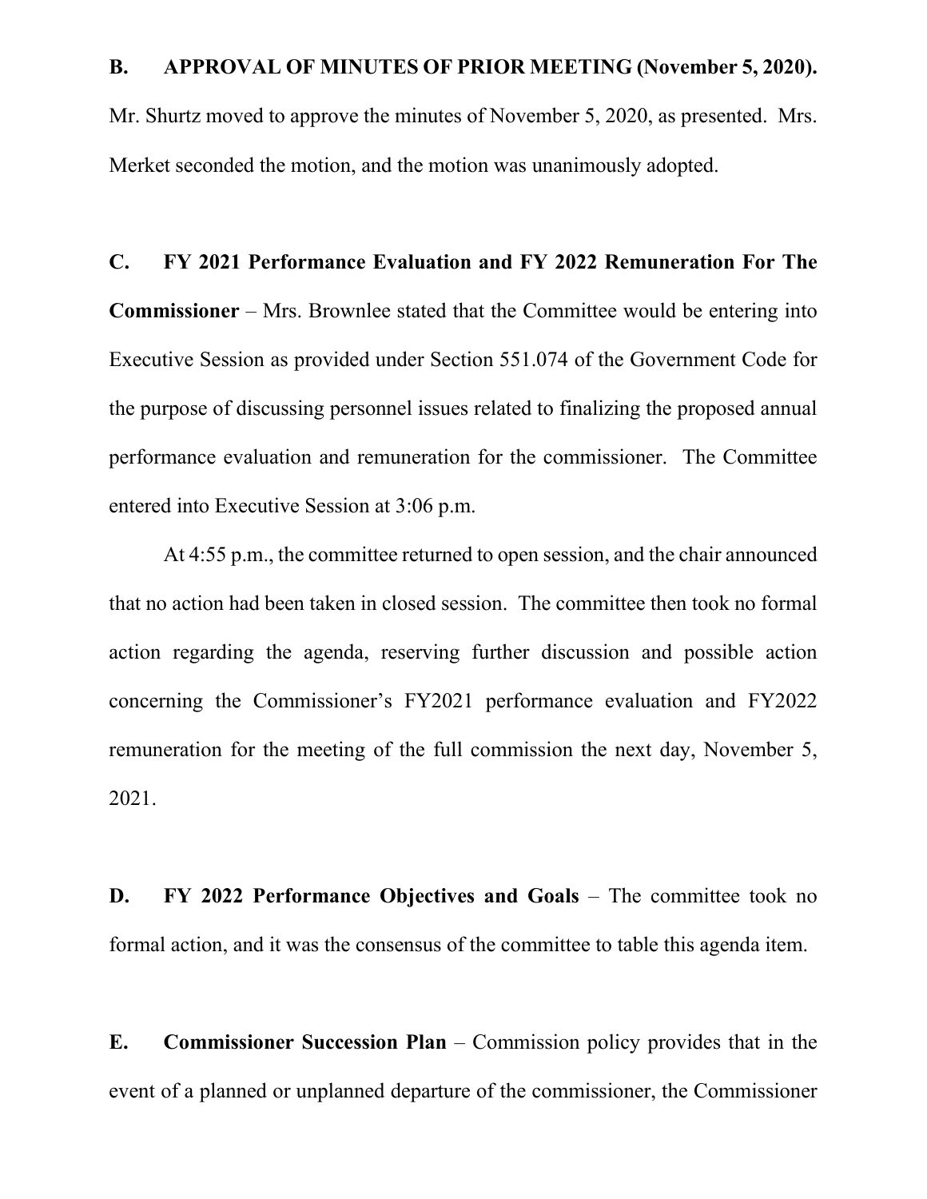**B. APPROVAL OF MINUTES OF PRIOR MEETING (November 5, 2020).**

Mr. Shurtz moved to approve the minutes of November 5, 2020, as presented. Mrs. Merket seconded the motion, and the motion was unanimously adopted.

**C. FY 2021 Performance Evaluation and FY 2022 Remuneration For The Commissioner** – Mrs. Brownlee stated that the Committee would be entering into Executive Session as provided under Section 551.074 of the Government Code for the purpose of discussing personnel issues related to finalizing the proposed annual performance evaluation and remuneration for the commissioner. The Committee entered into Executive Session at 3:06 p.m.

At 4:55 p.m., the committee returned to open session, and the chair announced that no action had been taken in closed session. The committee then took no formal action regarding the agenda, reserving further discussion and possible action concerning the Commissioner's FY2021 performance evaluation and FY2022 remuneration for the meeting of the full commission the next day, November 5, 2021.

**D. FY 2022 Performance Objectives and Goals** – The committee took no formal action, and it was the consensus of the committee to table this agenda item.

**E. Commissioner Succession Plan** – Commission policy provides that in the event of a planned or unplanned departure of the commissioner, the Commissioner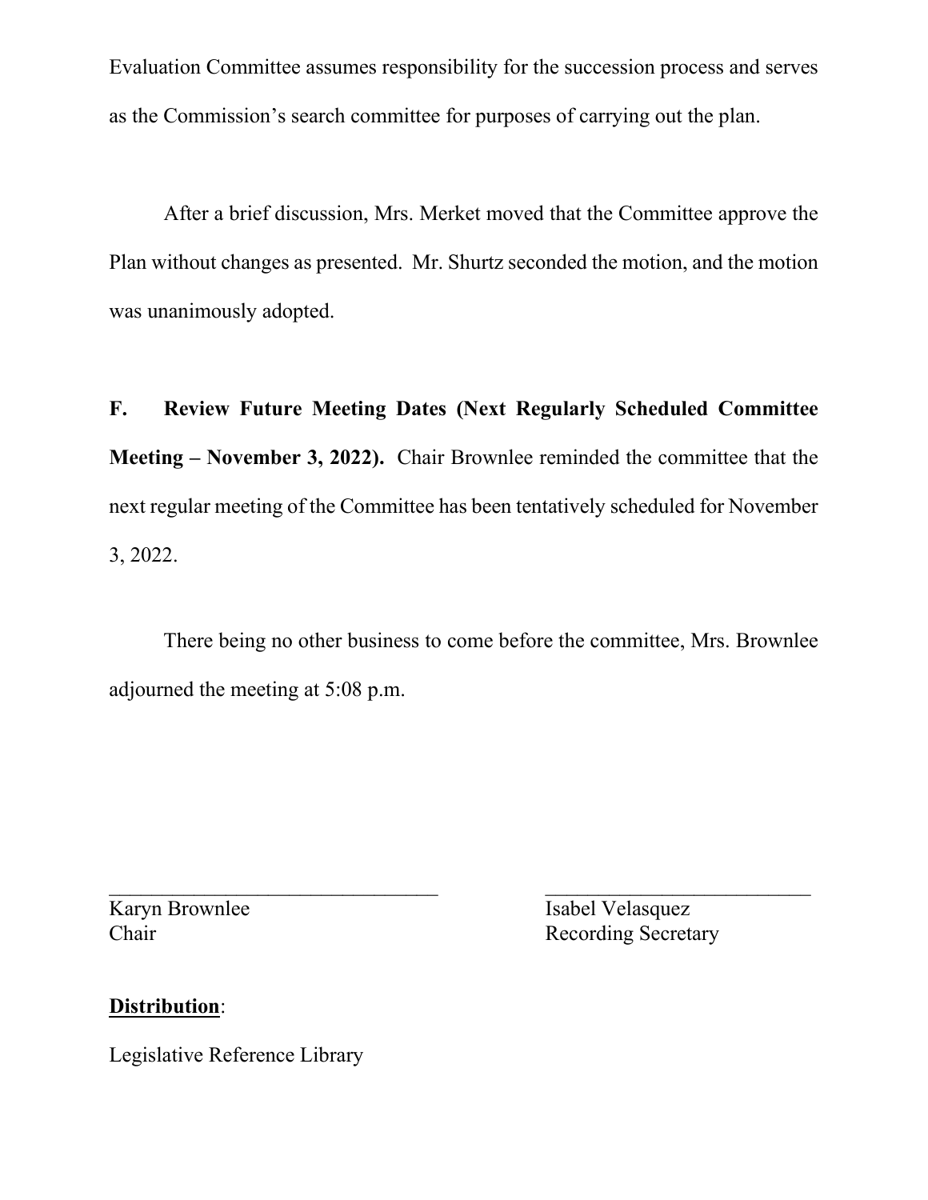Evaluation Committee assumes responsibility for the succession process and serves as the Commission's search committee for purposes of carrying out the plan.

After a brief discussion, Mrs. Merket moved that the Committee approve the Plan without changes as presented. Mr. Shurtz seconded the motion, and the motion was unanimously adopted.

**F. Review Future Meeting Dates (Next Regularly Scheduled Committee Meeting – November 3, 2022).** Chair Brownlee reminded the committee that the next regular meeting of the Committee has been tentatively scheduled for November 3, 2022.

There being no other business to come before the committee, Mrs. Brownlee adjourned the meeting at 5:08 p.m.

| | |
|---|---|
| ______________________________ | ________________________ |
| Karyn Brownlee | Isabel Velasquez |
| Chair | Recording Secretary |

**<u>Distribution</u>**:

Legislative Reference Library